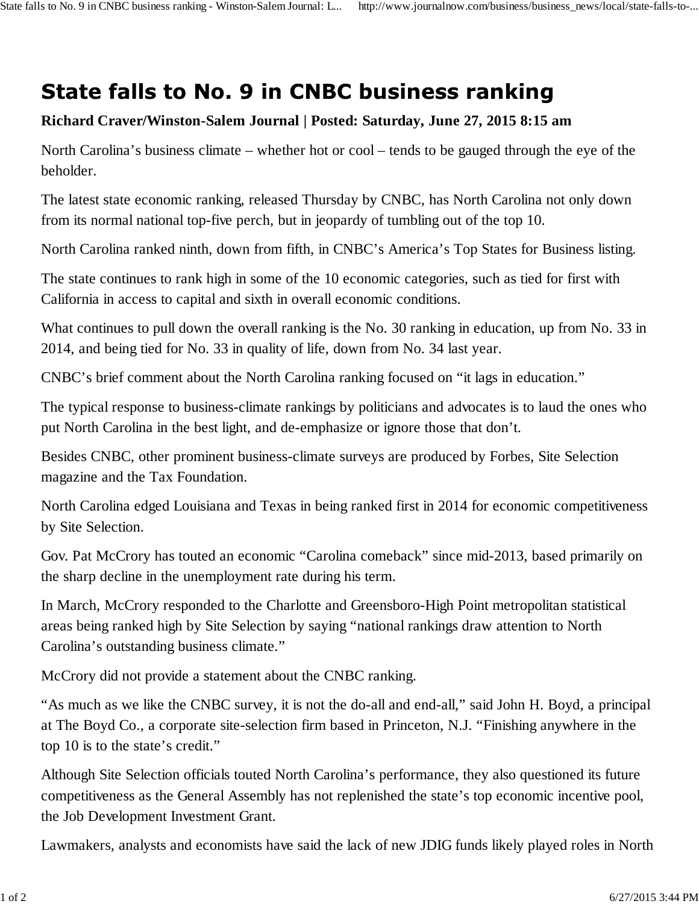# State falls to No. 9 in CNBC business ranking

**Richard Craver/Winston-Salem Journal | Posted: Saturday, June 27, 2015 8:15 am**

North Carolina's business climate – whether hot or cool – tends to be gauged through the eye of the beholder.

The latest state economic ranking, released Thursday by CNBC, has North Carolina not only down from its normal national top-five perch, but in jeopardy of tumbling out of the top 10.

North Carolina ranked ninth, down from fifth, in CNBC's America's Top States for Business listing.

The state continues to rank high in some of the 10 economic categories, such as tied for first with California in access to capital and sixth in overall economic conditions.

What continues to pull down the overall ranking is the No. 30 ranking in education, up from No. 33 in 2014, and being tied for No. 33 in quality of life, down from No. 34 last year.

CNBC's brief comment about the North Carolina ranking focused on "it lags in education."

The typical response to business-climate rankings by politicians and advocates is to laud the ones who put North Carolina in the best light, and de-emphasize or ignore those that don't.

Besides CNBC, other prominent business-climate surveys are produced by Forbes, Site Selection magazine and the Tax Foundation.

North Carolina edged Louisiana and Texas in being ranked first in 2014 for economic competitiveness by Site Selection.

Gov. Pat McCrory has touted an economic "Carolina comeback" since mid-2013, based primarily on the sharp decline in the unemployment rate during his term.

In March, McCrory responded to the Charlotte and Greensboro-High Point metropolitan statistical areas being ranked high by Site Selection by saying "national rankings draw attention to North Carolina's outstanding business climate."

McCrory did not provide a statement about the CNBC ranking.

"As much as we like the CNBC survey, it is not the do-all and end-all," said John H. Boyd, a principal at The Boyd Co., a corporate site-selection firm based in Princeton, N.J. "Finishing anywhere in the top 10 is to the state's credit."

Although Site Selection officials touted North Carolina's performance, they also questioned its future competitiveness as the General Assembly has not replenished the state's top economic incentive pool, the Job Development Investment Grant.

Lawmakers, analysts and economists have said the lack of new JDIG funds likely played roles in North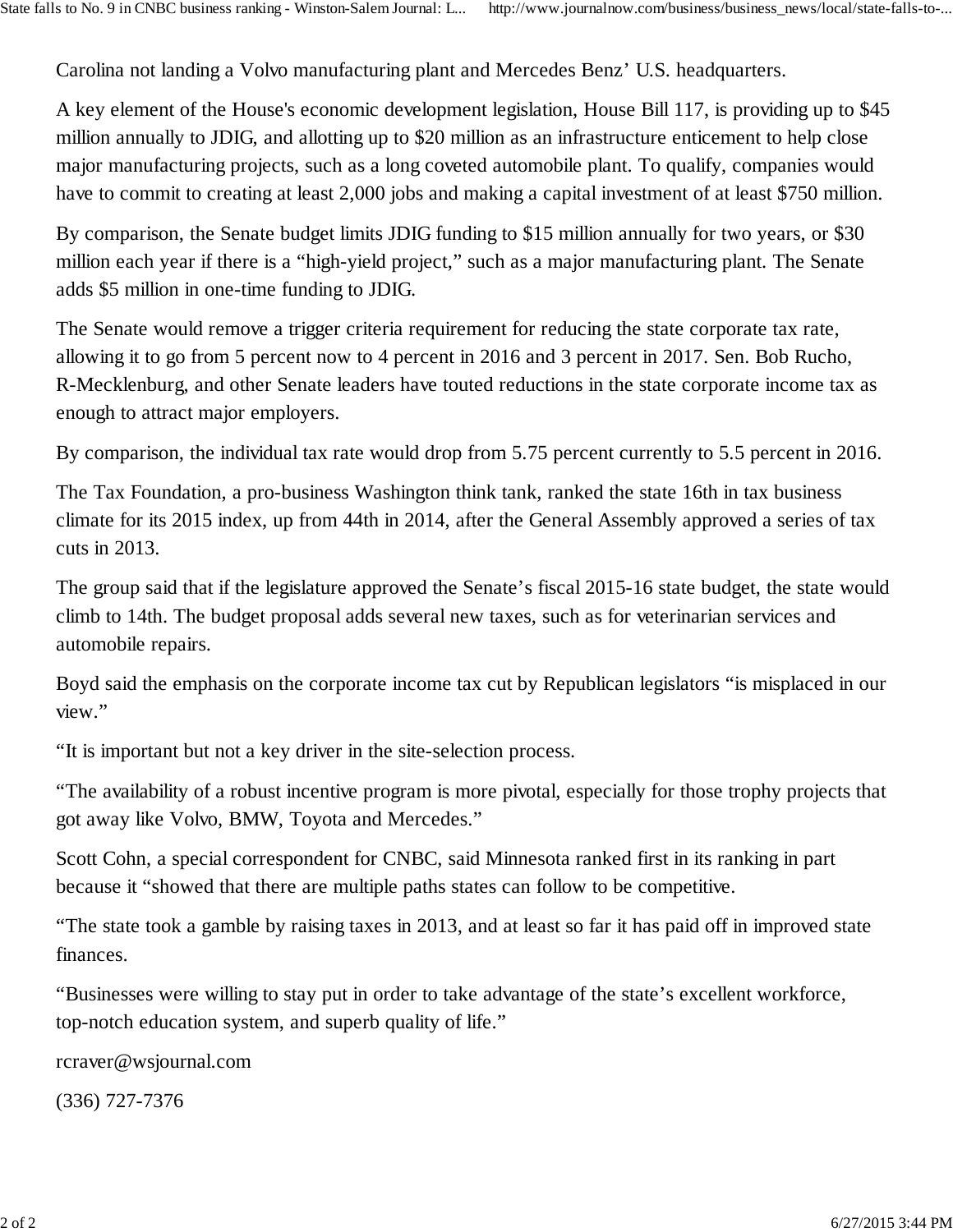Carolina not landing a Volvo manufacturing plant and Mercedes Benz' U.S. headquarters.

A key element of the House's economic development legislation, House Bill 117, is providing up to $45 million annually to JDIG, and allotting up to $20 million as an infrastructure enticement to help close major manufacturing projects, such as a long coveted automobile plant. To qualify, companies would have to commit to creating at least 2,000 jobs and making a capital investment of at least $750 million.

By comparison, the Senate budget limits JDIG funding to $15 million annually for two years, or $30 million each year if there is a "high-yield project," such as a major manufacturing plant. The Senate adds $5 million in one-time funding to JDIG.

The Senate would remove a trigger criteria requirement for reducing the state corporate tax rate, allowing it to go from 5 percent now to 4 percent in 2016 and 3 percent in 2017. Sen. Bob Rucho, R-Mecklenburg, and other Senate leaders have touted reductions in the state corporate income tax as enough to attract major employers.

By comparison, the individual tax rate would drop from 5.75 percent currently to 5.5 percent in 2016.

The Tax Foundation, a pro-business Washington think tank, ranked the state 16th in tax business climate for its 2015 index, up from 44th in 2014, after the General Assembly approved a series of tax cuts in 2013.

The group said that if the legislature approved the Senate's fiscal 2015-16 state budget, the state would climb to 14th. The budget proposal adds several new taxes, such as for veterinarian services and automobile repairs.

Boyd said the emphasis on the corporate income tax cut by Republican legislators "is misplaced in our view."

"It is important but not a key driver in the site-selection process.

"The availability of a robust incentive program is more pivotal, especially for those trophy projects that got away like Volvo, BMW, Toyota and Mercedes."

Scott Cohn, a special correspondent for CNBC, said Minnesota ranked first in its ranking in part because it "showed that there are multiple paths states can follow to be competitive.

"The state took a gamble by raising taxes in 2013, and at least so far it has paid off in improved state finances.

"Businesses were willing to stay put in order to take advantage of the state's excellent workforce, top-notch education system, and superb quality of life."

rcraver@wsjournal.com

(336) 727-7376